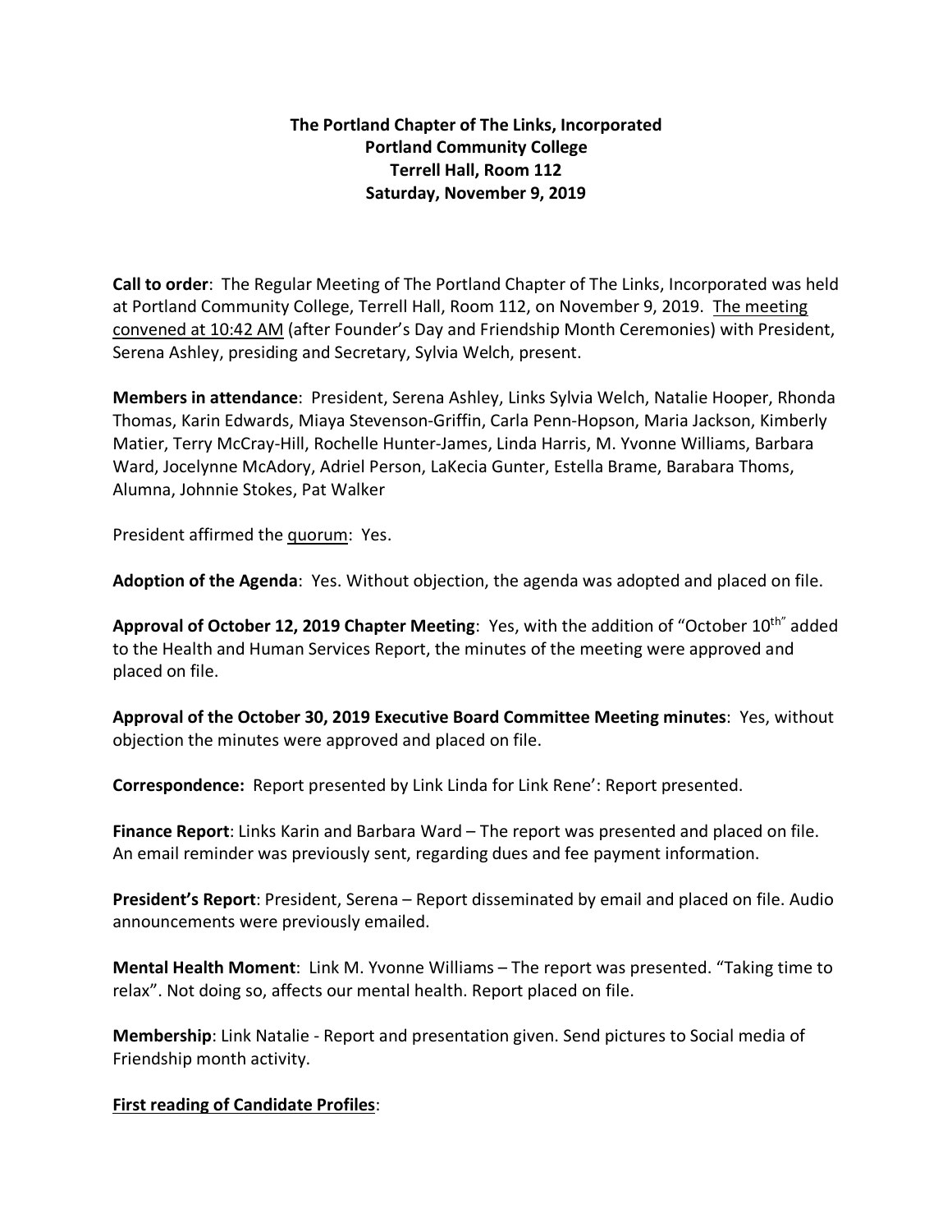**The Portland Chapter of The Links, Incorporated**
**Portland Community College**
**Terrell Hall, Room 112**
**Saturday, November 9, 2019**

**Call to order**: The Regular Meeting of The Portland Chapter of The Links, Incorporated was held at Portland Community College, Terrell Hall, Room 112, on November 9, 2019. The meeting convened at 10:42 AM (after Founder's Day and Friendship Month Ceremonies) with President, Serena Ashley, presiding and Secretary, Sylvia Welch, present.

**Members in attendance**: President, Serena Ashley, Links Sylvia Welch, Natalie Hooper, Rhonda Thomas, Karin Edwards, Miaya Stevenson-Griffin, Carla Penn-Hopson, Maria Jackson, Kimberly Matier, Terry McCray-Hill, Rochelle Hunter-James, Linda Harris, M. Yvonne Williams, Barbara Ward, Jocelynne McAdory, Adriel Person, LaKecia Gunter, Estella Brame, Barabara Thoms, Alumna, Johnnie Stokes, Pat Walker

President affirmed the quorum: Yes.

**Adoption of the Agenda**: Yes. Without objection, the agenda was adopted and placed on file.

**Approval of October 12, 2019 Chapter Meeting**: Yes, with the addition of "October 10th" added to the Health and Human Services Report, the minutes of the meeting were approved and placed on file.

**Approval of the October 30, 2019 Executive Board Committee Meeting minutes**: Yes, without objection the minutes were approved and placed on file.

**Correspondence:** Report presented by Link Linda for Link Rene': Report presented.

**Finance Report**: Links Karin and Barbara Ward – The report was presented and placed on file. An email reminder was previously sent, regarding dues and fee payment information.

**President's Report**: President, Serena – Report disseminated by email and placed on file. Audio announcements were previously emailed.

**Mental Health Moment**: Link M. Yvonne Williams – The report was presented. "Taking time to relax". Not doing so, affects our mental health. Report placed on file.

**Membership**: Link Natalie - Report and presentation given. Send pictures to Social media of Friendship month activity.

**First reading of Candidate Profiles**: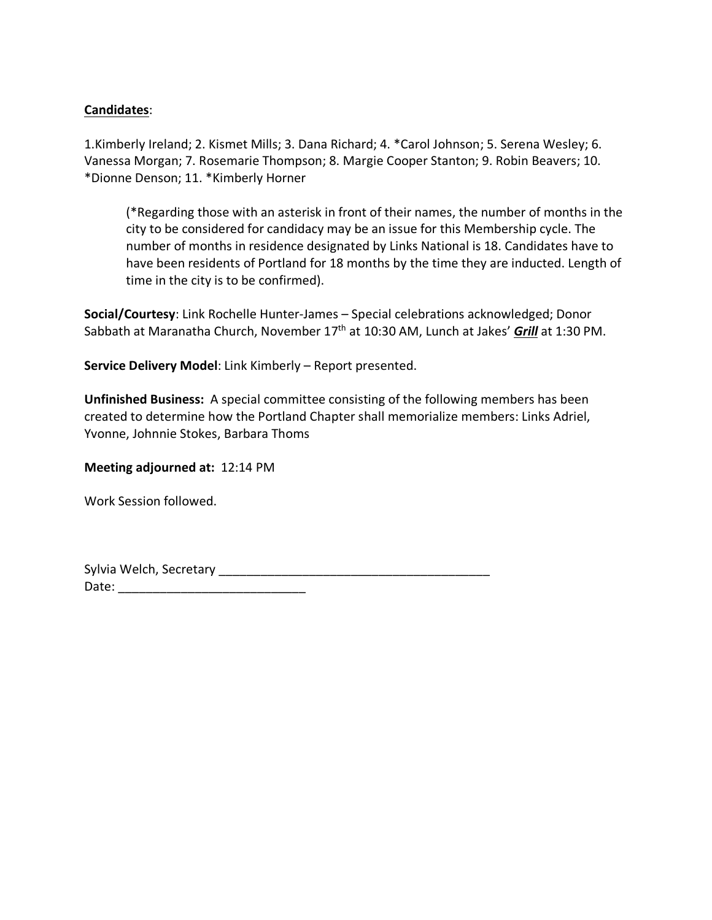**Candidates**:

1.Kimberly Ireland; 2. Kismet Mills; 3. Dana Richard; 4. *Carol Johnson; 5. Serena Wesley; 6. Vanessa Morgan; 7. Rosemarie Thompson; 8. Margie Cooper Stanton; 9. Robin Beavers; 10. *Dionne Denson; 11. *Kimberly Horner

> (*Regarding those with an asterisk in front of their names, the number of months in the city to be considered for candidacy may be an issue for this Membership cycle. The number of months in residence designated by Links National is 18. Candidates have to have been residents of Portland for 18 months by the time they are inducted. Length of time in the city is to be confirmed).

**Social/Courtesy**: Link Rochelle Hunter-James – Special celebrations acknowledged; Donor Sabbath at Maranatha Church, November 17th at 10:30 AM, Lunch at Jakes' ***Grill*** at 1:30 PM.

**Service Delivery Model**: Link Kimberly – Report presented.

**Unfinished Business:** A special committee consisting of the following members has been created to determine how the Portland Chapter shall memorialize members: Links Adriel, Yvonne, Johnnie Stokes, Barbara Thoms

**Meeting adjourned at:** 12:14 PM

Work Session followed.

Sylvia Welch, Secretary ________________________________________
Date: ___________________________